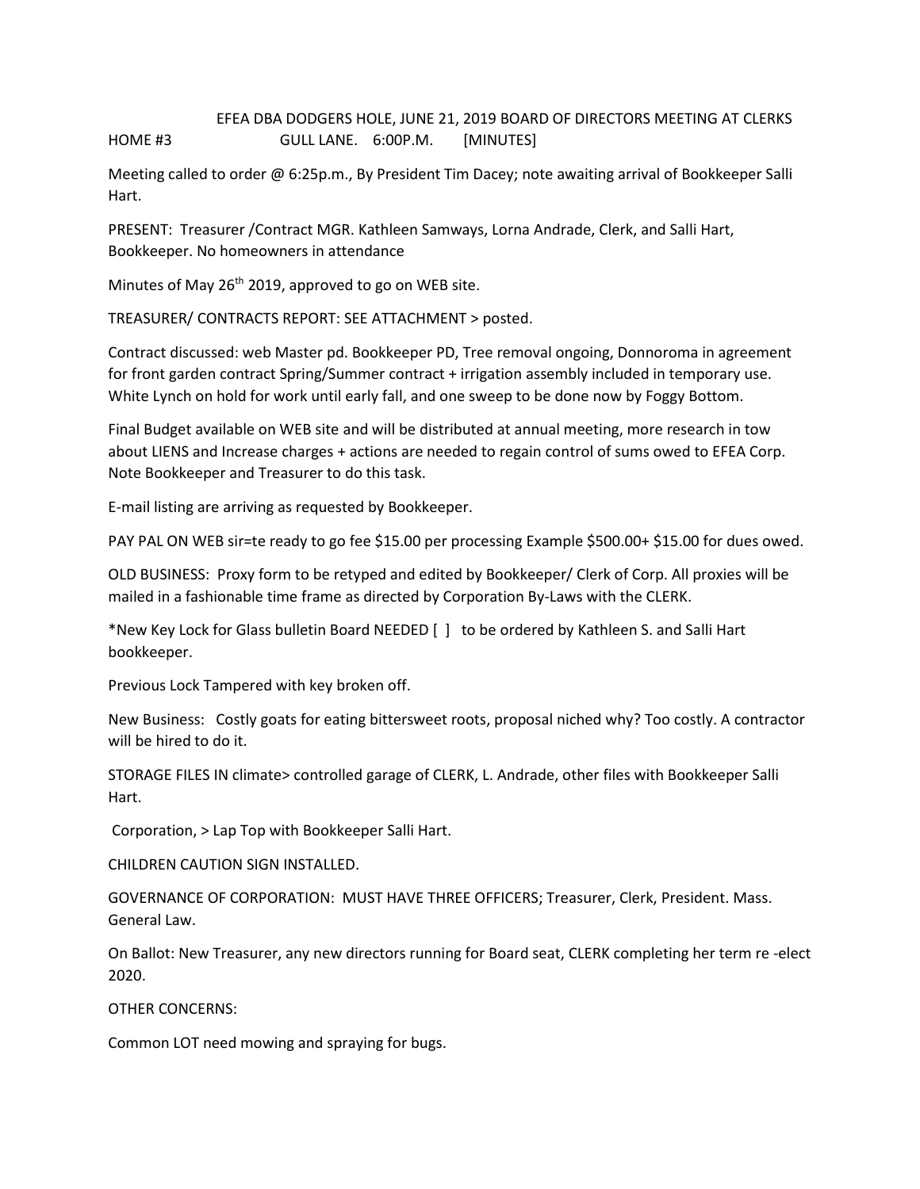EFEA DBA DODGERS HOLE, JUNE 21, 2019 BOARD OF DIRECTORS MEETING AT CLERKS HOME #3 GULL LANE. 6:00P.M. [MINUTES]

Meeting called to order @ 6:25p.m., By President Tim Dacey; note awaiting arrival of Bookkeeper Salli Hart.

PRESENT: Treasurer /Contract MGR. Kathleen Samways, Lorna Andrade, Clerk, and Salli Hart, Bookkeeper. No homeowners in attendance

Minutes of May 26th 2019, approved to go on WEB site.

TREASURER/ CONTRACTS REPORT: SEE ATTACHMENT > posted.

Contract discussed: web Master pd. Bookkeeper PD, Tree removal ongoing, Donnoroma in agreement for front garden contract Spring/Summer contract + irrigation assembly included in temporary use. White Lynch on hold for work until early fall, and one sweep to be done now by Foggy Bottom.

Final Budget available on WEB site and will be distributed at annual meeting, more research in tow about LIENS and Increase charges + actions are needed to regain control of sums owed to EFEA Corp. Note Bookkeeper and Treasurer to do this task.

E-mail listing are arriving as requested by Bookkeeper.

PAY PAL ON WEB sir=te ready to go fee $15.00 per processing Example $500.00+ $15.00 for dues owed.

OLD BUSINESS: Proxy form to be retyped and edited by Bookkeeper/ Clerk of Corp. All proxies will be mailed in a fashionable time frame as directed by Corporation By-Laws with the CLERK.

*New Key Lock for Glass bulletin Board NEEDED [ ] to be ordered by Kathleen S. and Salli Hart bookkeeper.

Previous Lock Tampered with key broken off.

New Business: Costly goats for eating bittersweet roots, proposal niched why? Too costly. A contractor will be hired to do it.

STORAGE FILES IN climate> controlled garage of CLERK, L. Andrade, other files with Bookkeeper Salli Hart.

Corporation, > Lap Top with Bookkeeper Salli Hart.

CHILDREN CAUTION SIGN INSTALLED.

GOVERNANCE OF CORPORATION: MUST HAVE THREE OFFICERS; Treasurer, Clerk, President. Mass. General Law.

On Ballot: New Treasurer, any new directors running for Board seat, CLERK completing her term re -elect 2020.

OTHER CONCERNS:

Common LOT need mowing and spraying for bugs.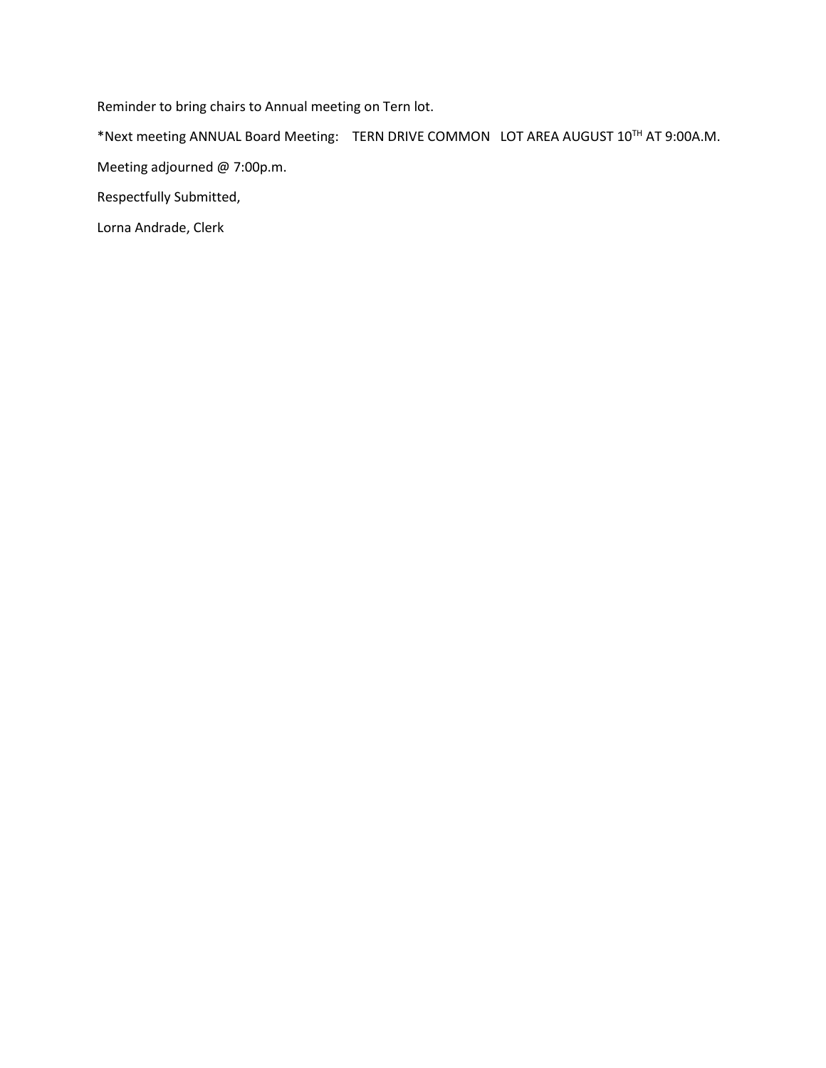Reminder to bring chairs to Annual meeting on Tern lot.

*Next meeting ANNUAL Board Meeting:    TERN DRIVE COMMON   LOT AREA AUGUST 10TH AT 9:00A.M.

Meeting adjourned @ 7:00p.m.

Respectfully Submitted,

Lorna Andrade, Clerk